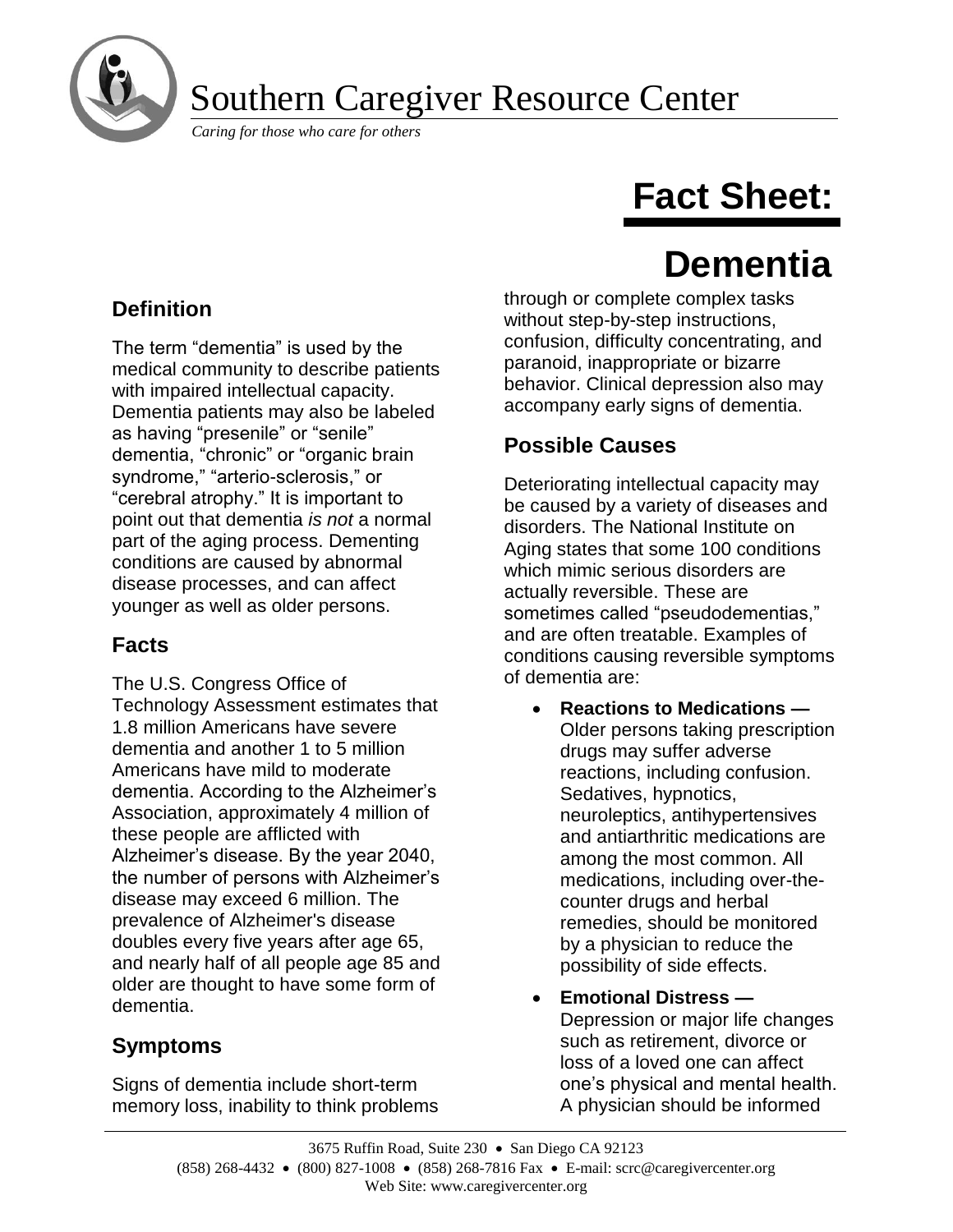# Southern Caregiver Resource Center

*Caring for those who care for others*

# Fact Sheet: Dementia

## Definition

The term "dementia" is used by the medical community to describe patients with impaired intellectual capacity. Dementia patients may also be labeled as having "presenile" or "senile" dementia, "chronic" or "organic brain syndrome," "arterio-sclerosis," or "cerebral atrophy." It is important to point out that dementia *is not* a normal part of the aging process. Dementing conditions are caused by abnormal disease processes, and can affect younger as well as older persons.

## Facts

The U.S. Congress Office of Technology Assessment estimates that 1.8 million Americans have severe dementia and another 1 to 5 million Americans have mild to moderate dementia. According to the Alzheimer's Association, approximately 4 million of these people are afflicted with Alzheimer's disease. By the year 2040, the number of persons with Alzheimer's disease may exceed 6 million. The prevalence of Alzheimer's disease doubles every five years after age 65, and nearly half of all people age 85 and older are thought to have some form of dementia.

## Symptoms

Signs of dementia include short-term memory loss, inability to think problems through or complete complex tasks without step-by-step instructions, confusion, difficulty concentrating, and paranoid, inappropriate or bizarre behavior. Clinical depression also may accompany early signs of dementia.

## Possible Causes

Deteriorating intellectual capacity may be caused by a variety of diseases and disorders. The National Institute on Aging states that some 100 conditions which mimic serious disorders are actually reversible. These are sometimes called "pseudodementias," and are often treatable. Examples of conditions causing reversible symptoms of dementia are:

- **Reactions to Medications —** Older persons taking prescription drugs may suffer adverse reactions, including confusion. Sedatives, hypnotics, neuroleptics, antihypertensives and antiarthritic medications are among the most common. All medications, including over-the-counter drugs and herbal remedies, should be monitored by a physician to reduce the possibility of side effects.
- **Emotional Distress —** Depression or major life changes such as retirement, divorce or loss of a loved one can affect one's physical and mental health. A physician should be informed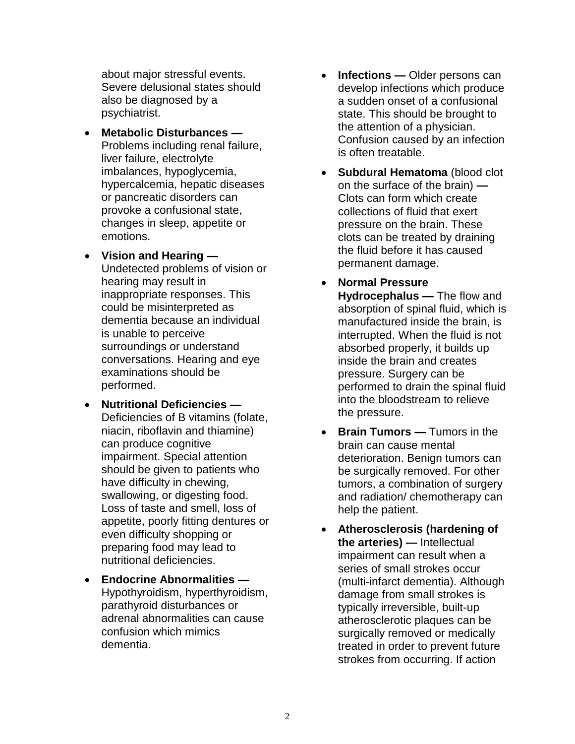about major stressful events. Severe delusional states should also be diagnosed by a psychiatrist.

- **Metabolic Disturbances —** Problems including renal failure, liver failure, electrolyte imbalances, hypoglycemia, hypercalcemia, hepatic diseases or pancreatic disorders can provoke a confusional state, changes in sleep, appetite or emotions.

- **Vision and Hearing —** Undetected problems of vision or hearing may result in inappropriate responses. This could be misinterpreted as dementia because an individual is unable to perceive surroundings or understand conversations. Hearing and eye examinations should be performed.

- **Nutritional Deficiencies —** Deficiencies of B vitamins (folate, niacin, riboflavin and thiamine) can produce cognitive impairment. Special attention should be given to patients who have difficulty in chewing, swallowing, or digesting food. Loss of taste and smell, loss of appetite, poorly fitting dentures or even difficulty shopping or preparing food may lead to nutritional deficiencies.

- **Endocrine Abnormalities —** Hypothyroidism, hyperthyroidism, parathyroid disturbances or adrenal abnormalities can cause confusion which mimics dementia.

- **Infections —** Older persons can develop infections which produce a sudden onset of a confusional state. This should be brought to the attention of a physician. Confusion caused by an infection is often treatable.

- **Subdural Hematoma** (blood clot on the surface of the brain) **—** Clots can form which create collections of fluid that exert pressure on the brain. These clots can be treated by draining the fluid before it has caused permanent damage.

- **Normal Pressure Hydrocephalus —** The flow and absorption of spinal fluid, which is manufactured inside the brain, is interrupted. When the fluid is not absorbed properly, it builds up inside the brain and creates pressure. Surgery can be performed to drain the spinal fluid into the bloodstream to relieve the pressure.

- **Brain Tumors —** Tumors in the brain can cause mental deterioration. Benign tumors can be surgically removed. For other tumors, a combination of surgery and radiation/ chemotherapy can help the patient.

- **Atherosclerosis (hardening of the arteries) —** Intellectual impairment can result when a series of small strokes occur (multi-infarct dementia). Although damage from small strokes is typically irreversible, built-up atherosclerotic plaques can be surgically removed or medically treated in order to prevent future strokes from occurring. If action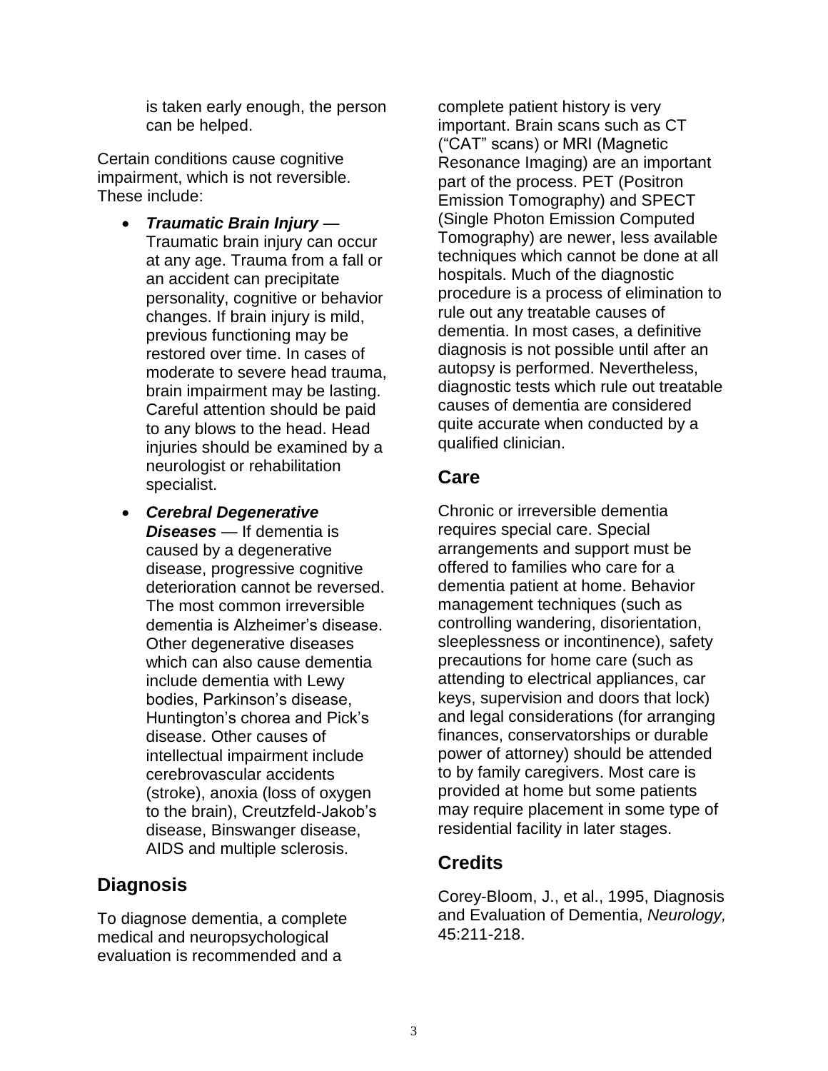is taken early enough, the person can be helped.

Certain conditions cause cognitive impairment, which is not reversible. These include:

- ***Traumatic Brain Injury*** — Traumatic brain injury can occur at any age. Trauma from a fall or an accident can precipitate personality, cognitive or behavior changes. If brain injury is mild, previous functioning may be restored over time. In cases of moderate to severe head trauma, brain impairment may be lasting. Careful attention should be paid to any blows to the head. Head injuries should be examined by a neurologist or rehabilitation specialist.
- ***Cerebral Degenerative Diseases*** — If dementia is caused by a degenerative disease, progressive cognitive deterioration cannot be reversed. The most common irreversible dementia is Alzheimer's disease. Other degenerative diseases which can also cause dementia include dementia with Lewy bodies, Parkinson's disease, Huntington's chorea and Pick's disease. Other causes of intellectual impairment include cerebrovascular accidents (stroke), anoxia (loss of oxygen to the brain), Creutzfeld-Jakob's disease, Binswanger disease, AIDS and multiple sclerosis.

## Diagnosis

To diagnose dementia, a complete medical and neuropsychological evaluation is recommended and a complete patient history is very important. Brain scans such as CT ("CAT" scans) or MRI (Magnetic Resonance Imaging) are an important part of the process. PET (Positron Emission Tomography) and SPECT (Single Photon Emission Computed Tomography) are newer, less available techniques which cannot be done at all hospitals. Much of the diagnostic procedure is a process of elimination to rule out any treatable causes of dementia. In most cases, a definitive diagnosis is not possible until after an autopsy is performed. Nevertheless, diagnostic tests which rule out treatable causes of dementia are considered quite accurate when conducted by a qualified clinician.

## Care

Chronic or irreversible dementia requires special care. Special arrangements and support must be offered to families who care for a dementia patient at home. Behavior management techniques (such as controlling wandering, disorientation, sleeplessness or incontinence), safety precautions for home care (such as attending to electrical appliances, car keys, supervision and doors that lock) and legal considerations (for arranging finances, conservatorships or durable power of attorney) should be attended to by family caregivers. Most care is provided at home but some patients may require placement in some type of residential facility in later stages.

## Credits

Corey-Bloom, J., et al., 1995, Diagnosis and Evaluation of Dementia, *Neurology,* 45:211-218.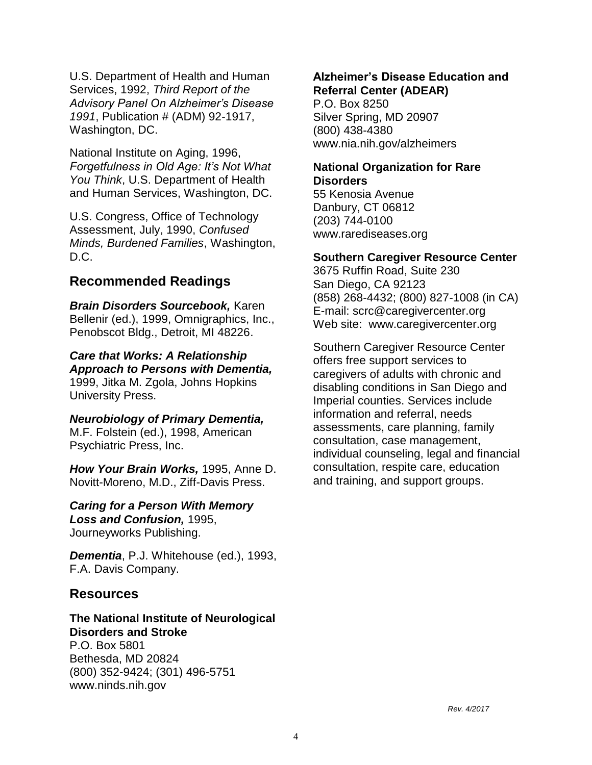U.S. Department of Health and Human Services, 1992, *Third Report of the Advisory Panel On Alzheimer's Disease 1991*, Publication # (ADM) 92-1917, Washington, DC.

National Institute on Aging, 1996, *Forgetfulness in Old Age: It's Not What You Think*, U.S. Department of Health and Human Services, Washington, DC.

U.S. Congress, Office of Technology Assessment, July, 1990, *Confused Minds, Burdened Families*, Washington, D.C.

## Recommended Readings

***Brain Disorders Sourcebook,*** Karen Bellenir (ed.), 1999, Omnigraphics, Inc., Penobscot Bldg., Detroit, MI 48226.

***Care that Works: A Relationship Approach to Persons with Dementia,*** 1999, Jitka M. Zgola, Johns Hopkins University Press.

***Neurobiology of Primary Dementia,*** M.F. Folstein (ed.), 1998, American Psychiatric Press, Inc.

***How Your Brain Works,*** 1995, Anne D. Novitt-Moreno, M.D., Ziff-Davis Press.

***Caring for a Person With Memory Loss and Confusion,*** 1995, Journeyworks Publishing.

***Dementia***, P.J. Whitehouse (ed.), 1993, F.A. Davis Company.

## Resources

**The National Institute of Neurological Disorders and Stroke**
P.O. Box 5801
Bethesda, MD 20824
(800) 352-9424; (301) 496-5751
www.ninds.nih.gov

**Alzheimer's Disease Education and Referral Center (ADEAR)**
P.O. Box 8250
Silver Spring, MD 20907
(800) 438-4380
www.nia.nih.gov/alzheimers

**National Organization for Rare Disorders**
55 Kenosia Avenue
Danbury, CT 06812
(203) 744-0100
www.rarediseases.org

**Southern Caregiver Resource Center**
3675 Ruffin Road, Suite 230
San Diego, CA 92123
(858) 268-4432; (800) 827-1008 (in CA)
E-mail: scrc@caregivercenter.org
Web site: www.caregivercenter.org

Southern Caregiver Resource Center offers free support services to caregivers of adults with chronic and disabling conditions in San Diego and Imperial counties. Services include information and referral, needs assessments, care planning, family consultation, case management, individual counseling, legal and financial consultation, respite care, education and training, and support groups.

*Rev. 4/2017*